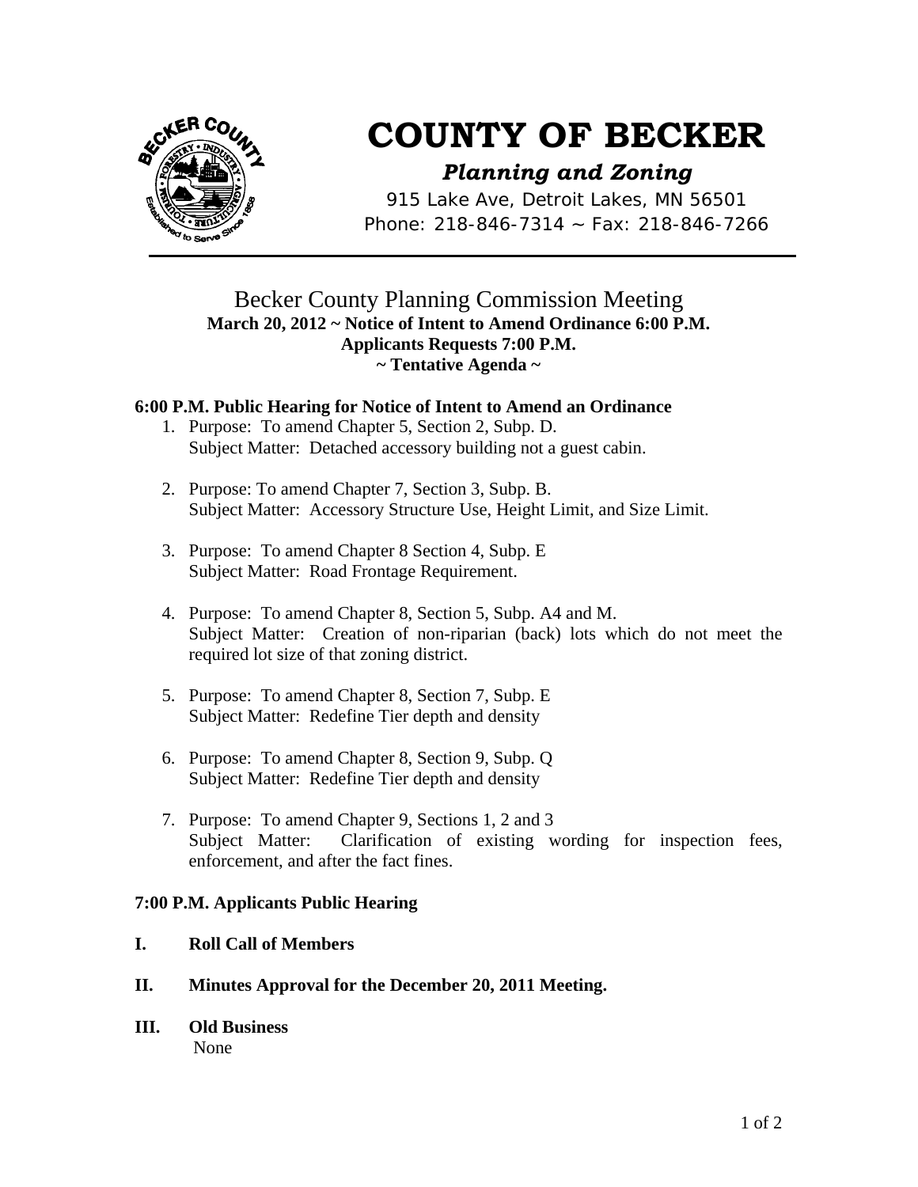# COUNTY OF BECKER

***Planning and Zoning***

915 Lake Ave, Detroit Lakes, MN 56501
Phone: 218-846-7314 ~ Fax: 218-846-7266

## Becker County Planning Commission Meeting

**March 20, 2012 ~ Notice of Intent to Amend Ordinance 6:00 P.M.**
**Applicants Requests 7:00 P.M.**
**~ Tentative Agenda ~**

### 6:00 P.M. Public Hearing for Notice of Intent to Amend an Ordinance

1. Purpose: To amend Chapter 5, Section 2, Subp. D.
   Subject Matter: Detached accessory building not a guest cabin.

2. Purpose: To amend Chapter 7, Section 3, Subp. B.
   Subject Matter: Accessory Structure Use, Height Limit, and Size Limit.

3. Purpose: To amend Chapter 8 Section 4, Subp. E
   Subject Matter: Road Frontage Requirement.

4. Purpose: To amend Chapter 8, Section 5, Subp. A4 and M.
   Subject Matter: Creation of non-riparian (back) lots which do not meet the required lot size of that zoning district.

5. Purpose: To amend Chapter 8, Section 7, Subp. E
   Subject Matter: Redefine Tier depth and density

6. Purpose: To amend Chapter 8, Section 9, Subp. Q
   Subject Matter: Redefine Tier depth and density

7. Purpose: To amend Chapter 9, Sections 1, 2 and 3
   Subject Matter: Clarification of existing wording for inspection fees, enforcement, and after the fact fines.

### 7:00 P.M. Applicants Public Hearing

**I. Roll Call of Members**

**II. Minutes Approval for the December 20, 2011 Meeting.**

**III. Old Business**

None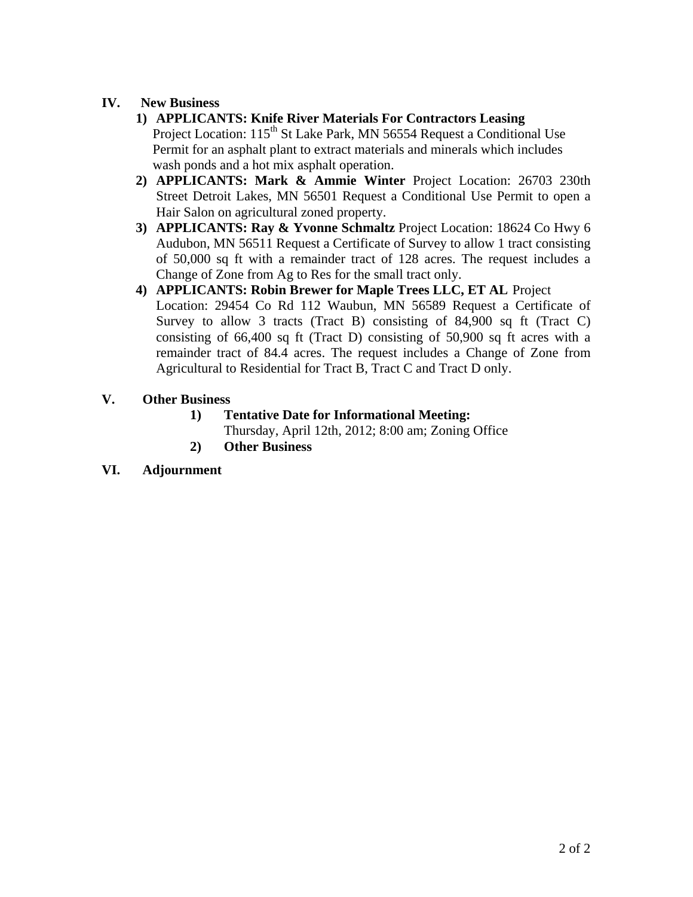## IV. New Business

1) **APPLICANTS: Knife River Materials For Contractors Leasing** Project Location: 115th St Lake Park, MN 56554 Request a Conditional Use Permit for an asphalt plant to extract materials and minerals which includes wash ponds and a hot mix asphalt operation.
2) **APPLICANTS: Mark & Ammie Winter** Project Location: 26703 230th Street Detroit Lakes, MN 56501 Request a Conditional Use Permit to open a Hair Salon on agricultural zoned property.
3) **APPLICANTS: Ray & Yvonne Schmaltz** Project Location: 18624 Co Hwy 6 Audubon, MN 56511 Request a Certificate of Survey to allow 1 tract consisting of 50,000 sq ft with a remainder tract of 128 acres. The request includes a Change of Zone from Ag to Res for the small tract only.
4) **APPLICANTS: Robin Brewer for Maple Trees LLC, ET AL** Project Location: 29454 Co Rd 112 Waubun, MN 56589 Request a Certificate of Survey to allow 3 tracts (Tract B) consisting of 84,900 sq ft (Tract C) consisting of 66,400 sq ft (Tract D) consisting of 50,900 sq ft acres with a remainder tract of 84.4 acres. The request includes a Change of Zone from Agricultural to Residential for Tract B, Tract C and Tract D only.

## V. Other Business

1) **Tentative Date for Informational Meeting:**
   Thursday, April 12th, 2012; 8:00 am; Zoning Office
2) **Other Business**

## VI. Adjournment